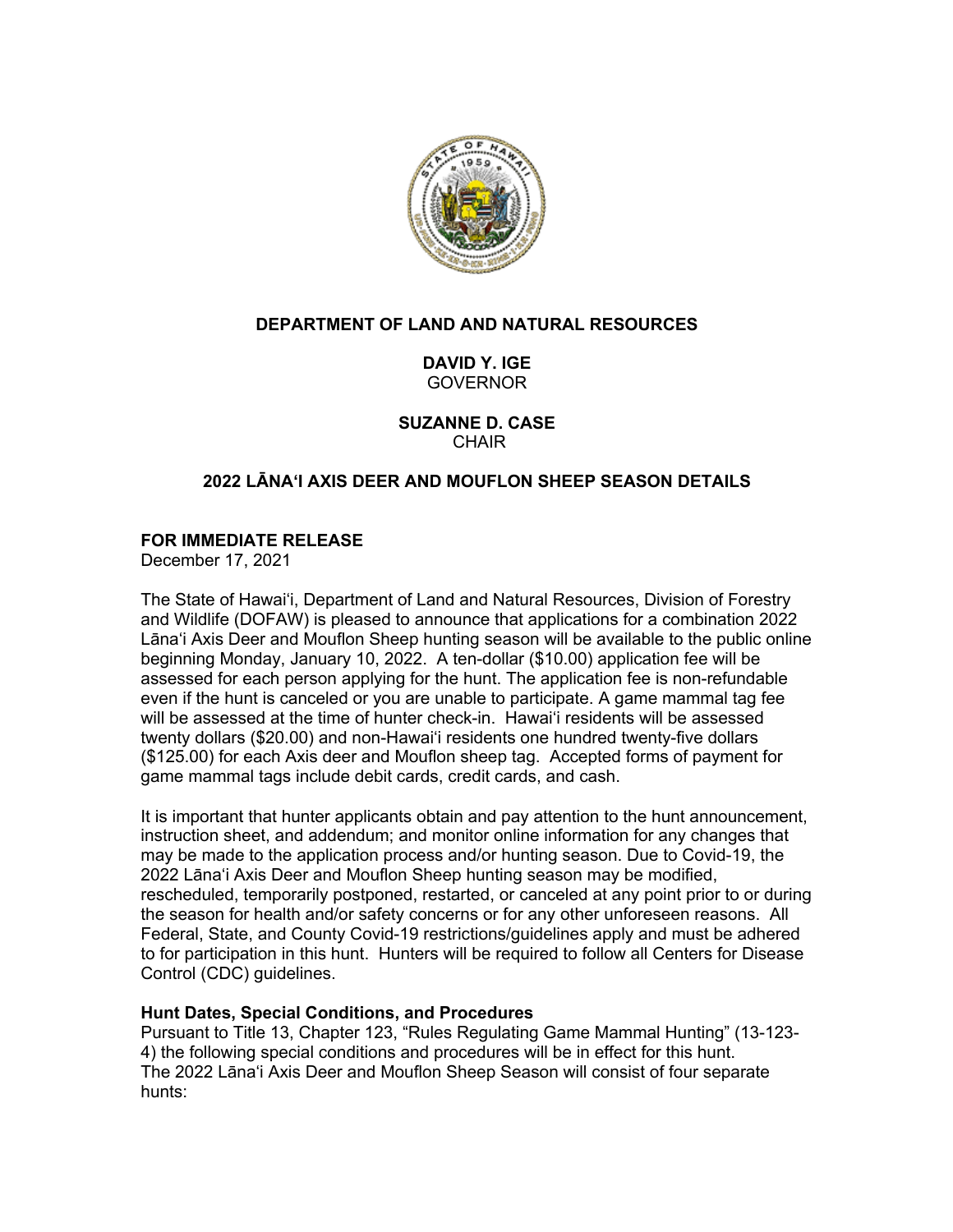**DEPARTMENT OF LAND AND NATURAL RESOURCES**

**DAVID Y. IGE**
GOVERNOR

**SUZANNE D. CASE**
CHAIR

**2022 LĀNAʻI AXIS DEER AND MOUFLON SHEEP SEASON DETAILS**

**FOR IMMEDIATE RELEASE**
December 17, 2021

The State of Hawaiʻi, Department of Land and Natural Resources, Division of Forestry and Wildlife (DOFAW) is pleased to announce that applications for a combination 2022 Lānaʻi Axis Deer and Mouflon Sheep hunting season will be available to the public online beginning Monday, January 10, 2022. A ten-dollar ($10.00) application fee will be assessed for each person applying for the hunt. The application fee is non-refundable even if the hunt is canceled or you are unable to participate. A game mammal tag fee will be assessed at the time of hunter check-in. Hawaiʻi residents will be assessed twenty dollars ($20.00) and non-Hawaiʻi residents one hundred twenty-five dollars ($125.00) for each Axis deer and Mouflon sheep tag. Accepted forms of payment for game mammal tags include debit cards, credit cards, and cash.

It is important that hunter applicants obtain and pay attention to the hunt announcement, instruction sheet, and addendum; and monitor online information for any changes that may be made to the application process and/or hunting season. Due to Covid-19, the 2022 Lānaʻi Axis Deer and Mouflon Sheep hunting season may be modified, rescheduled, temporarily postponed, restarted, or canceled at any point prior to or during the season for health and/or safety concerns or for any other unforeseen reasons. All Federal, State, and County Covid-19 restrictions/guidelines apply and must be adhered to for participation in this hunt. Hunters will be required to follow all Centers for Disease Control (CDC) guidelines.

**Hunt Dates, Special Conditions, and Procedures**

Pursuant to Title 13, Chapter 123, "Rules Regulating Game Mammal Hunting" (13-123-4) the following special conditions and procedures will be in effect for this hunt. The 2022 Lānaʻi Axis Deer and Mouflon Sheep Season will consist of four separate hunts: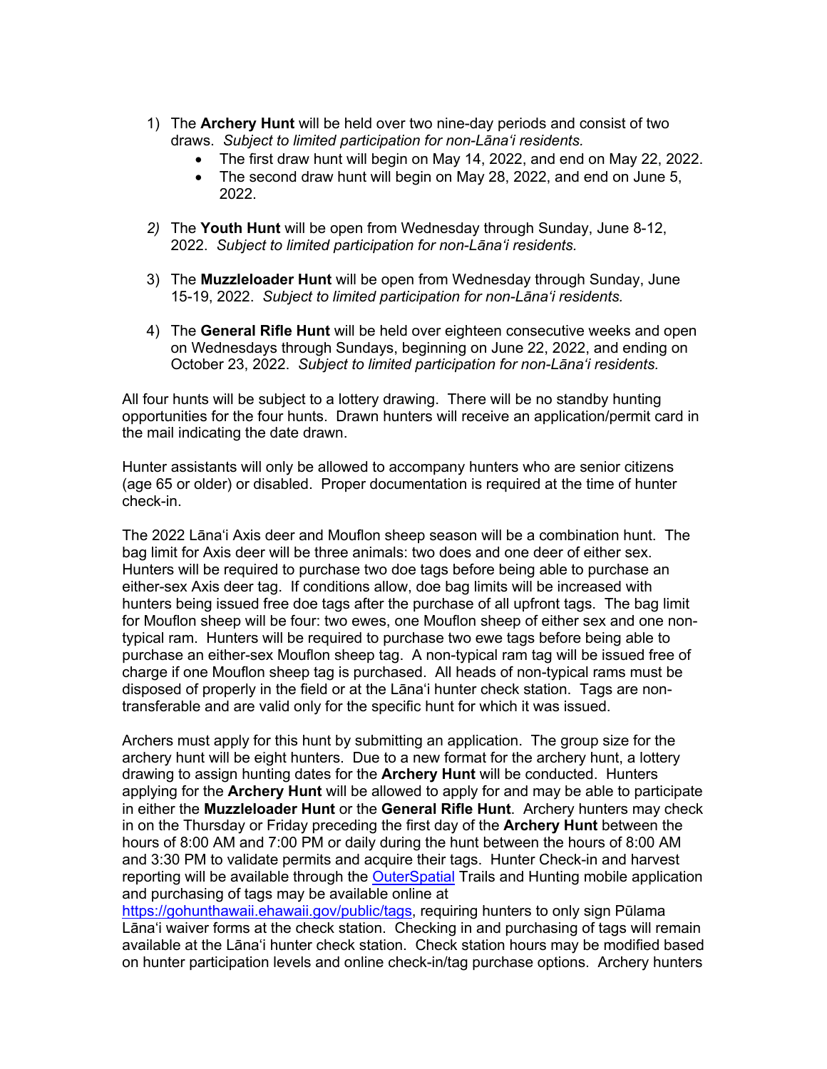1) The **Archery Hunt** will be held over two nine-day periods and consist of two draws. *Subject to limited participation for non-Lāna'i residents.*
    - The first draw hunt will begin on May 14, 2022, and end on May 22, 2022.
    - The second draw hunt will begin on May 28, 2022, and end on June 5, 2022.

2) The **Youth Hunt** will be open from Wednesday through Sunday, June 8-12, 2022. *Subject to limited participation for non-Lāna'i residents.*

3) The **Muzzleloader Hunt** will be open from Wednesday through Sunday, June 15-19, 2022. *Subject to limited participation for non-Lāna'i residents.*

4) The **General Rifle Hunt** will be held over eighteen consecutive weeks and open on Wednesdays through Sundays, beginning on June 22, 2022, and ending on October 23, 2022. *Subject to limited participation for non-Lāna'i residents.*

All four hunts will be subject to a lottery drawing. There will be no standby hunting opportunities for the four hunts. Drawn hunters will receive an application/permit card in the mail indicating the date drawn.

Hunter assistants will only be allowed to accompany hunters who are senior citizens (age 65 or older) or disabled. Proper documentation is required at the time of hunter check-in.

The 2022 Lāna'i Axis deer and Mouflon sheep season will be a combination hunt. The bag limit for Axis deer will be three animals: two does and one deer of either sex. Hunters will be required to purchase two doe tags before being able to purchase an either-sex Axis deer tag. If conditions allow, doe bag limits will be increased with hunters being issued free doe tags after the purchase of all upfront tags. The bag limit for Mouflon sheep will be four: two ewes, one Mouflon sheep of either sex and one non-typical ram. Hunters will be required to purchase two ewe tags before being able to purchase an either-sex Mouflon sheep tag. A non-typical ram tag will be issued free of charge if one Mouflon sheep tag is purchased. All heads of non-typical rams must be disposed of properly in the field or at the Lāna'i hunter check station. Tags are non-transferable and are valid only for the specific hunt for which it was issued.

Archers must apply for this hunt by submitting an application. The group size for the archery hunt will be eight hunters. Due to a new format for the archery hunt, a lottery drawing to assign hunting dates for the **Archery Hunt** will be conducted. Hunters applying for the **Archery Hunt** will be allowed to apply for and may be able to participate in either the **Muzzleloader Hunt** or the **General Rifle Hunt**. Archery hunters may check in on the Thursday or Friday preceding the first day of the **Archery Hunt** between the hours of 8:00 AM and 7:00 PM or daily during the hunt between the hours of 8:00 AM and 3:30 PM to validate permits and acquire their tags. Hunter Check-in and harvest reporting will be available through the [OuterSpatial](OuterSpatial) Trails and Hunting mobile application and purchasing of tags may be available online at [https://gohunthawaii.ehawaii.gov/public/tags](https://gohunthawaii.ehawaii.gov/public/tags), requiring hunters to only sign Pūlama Lāna'i waiver forms at the check station. Checking in and purchasing of tags will remain available at the Lāna'i hunter check station. Check station hours may be modified based on hunter participation levels and online check-in/tag purchase options. Archery hunters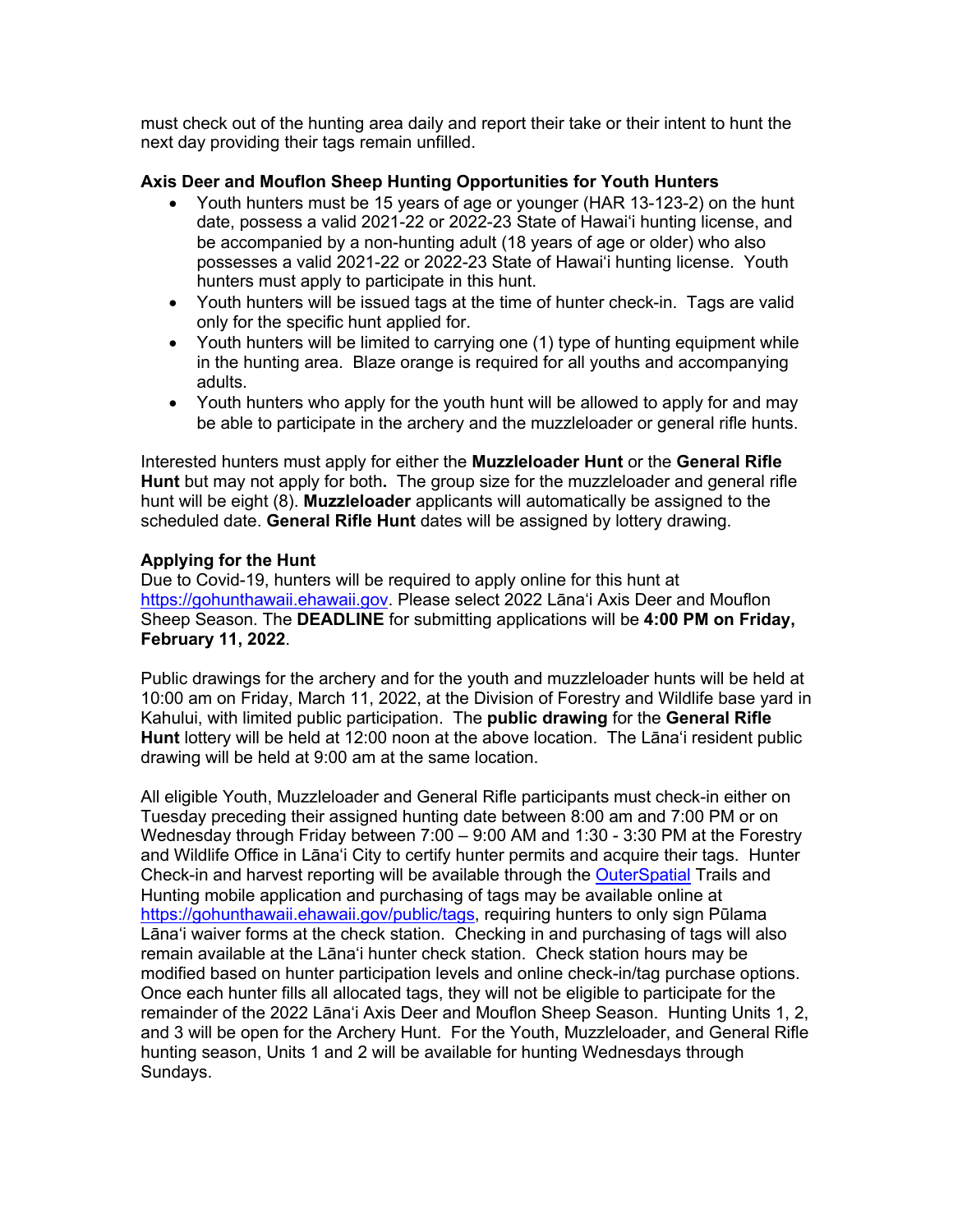must check out of the hunting area daily and report their take or their intent to hunt the next day providing their tags remain unfilled.

**Axis Deer and Mouflon Sheep Hunting Opportunities for Youth Hunters**

- Youth hunters must be 15 years of age or younger (HAR 13-123-2) on the hunt date, possess a valid 2021-22 or 2022-23 State of Hawaiʻi hunting license, and be accompanied by a non-hunting adult (18 years of age or older) who also possesses a valid 2021-22 or 2022-23 State of Hawaiʻi hunting license. Youth hunters must apply to participate in this hunt.
- Youth hunters will be issued tags at the time of hunter check-in. Tags are valid only for the specific hunt applied for.
- Youth hunters will be limited to carrying one (1) type of hunting equipment while in the hunting area. Blaze orange is required for all youths and accompanying adults.
- Youth hunters who apply for the youth hunt will be allowed to apply for and may be able to participate in the archery and the muzzleloader or general rifle hunts.

Interested hunters must apply for either the **Muzzleloader Hunt** or the **General Rifle Hunt** but may not apply for both**.** The group size for the muzzleloader and general rifle hunt will be eight (8). **Muzzleloader** applicants will automatically be assigned to the scheduled date. **General Rifle Hunt** dates will be assigned by lottery drawing.

**Applying for the Hunt**

Due to Covid-19, hunters will be required to apply online for this hunt at https://gohunthawaii.ehawaii.gov. Please select 2022 Lānaʻi Axis Deer and Mouflon Sheep Season. The **DEADLINE** for submitting applications will be **4:00 PM on Friday, February 11, 2022**.

Public drawings for the archery and for the youth and muzzleloader hunts will be held at 10:00 am on Friday, March 11, 2022, at the Division of Forestry and Wildlife base yard in Kahului, with limited public participation. The **public drawing** for the **General Rifle Hunt** lottery will be held at 12:00 noon at the above location. The Lānaʻi resident public drawing will be held at 9:00 am at the same location.

All eligible Youth, Muzzleloader and General Rifle participants must check-in either on Tuesday preceding their assigned hunting date between 8:00 am and 7:00 PM or on Wednesday through Friday between 7:00 – 9:00 AM and 1:30 - 3:30 PM at the Forestry and Wildlife Office in Lānaʻi City to certify hunter permits and acquire their tags. Hunter Check-in and harvest reporting will be available through the OuterSpatial Trails and Hunting mobile application and purchasing of tags may be available online at https://gohunthawaii.ehawaii.gov/public/tags, requiring hunters to only sign Pūlama Lānaʻi waiver forms at the check station. Checking in and purchasing of tags will also remain available at the Lānaʻi hunter check station. Check station hours may be modified based on hunter participation levels and online check-in/tag purchase options. Once each hunter fills all allocated tags, they will not be eligible to participate for the remainder of the 2022 Lānaʻi Axis Deer and Mouflon Sheep Season. Hunting Units 1, 2, and 3 will be open for the Archery Hunt. For the Youth, Muzzleloader, and General Rifle hunting season, Units 1 and 2 will be available for hunting Wednesdays through Sundays.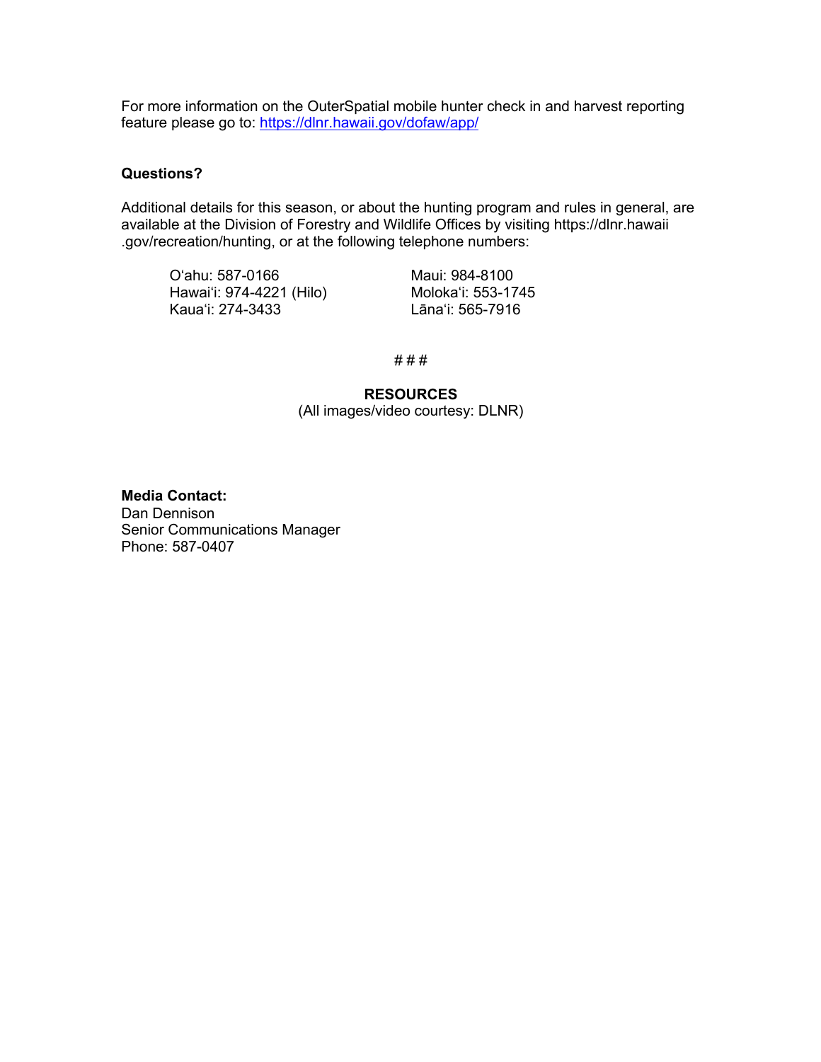For more information on the OuterSpatial mobile hunter check in and harvest reporting feature please go to: https://dlnr.hawaii.gov/dofaw/app/

**Questions?**

Additional details for this season, or about the hunting program and rules in general, are available at the Division of Forestry and Wildlife Offices by visiting https://dlnr.hawaii .gov/recreation/hunting, or at the following telephone numbers:

O'ahu: 587-0166
Hawai'i: 974-4221 (Hilo)
Kaua'i: 274-3433
Maui: 984-8100
Moloka'i: 553-1745
Lāna'i: 565-7916

# # #

**RESOURCES**
(All images/video courtesy: DLNR)

**Media Contact:**
Dan Dennison
Senior Communications Manager
Phone: 587-0407